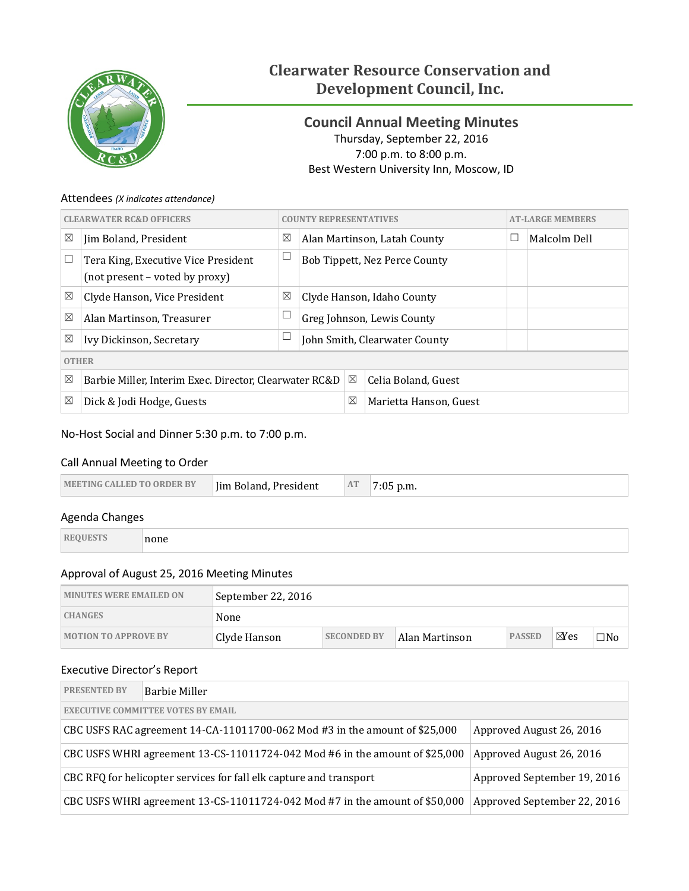# Clearwater Resource Conservation and Development Council, Inc.

## Council Annual Meeting Minutes

Thursday, September 22, 2016
7:00 p.m. to 8:00 p.m.
Best Western University Inn, Moscow, ID

### Attendees *(X indicates attendance)*

| | CLEARWATER RC&D OFFICERS | | COUNTY REPRESENTATIVES | | AT-LARGE MEMBERS |
|---|---|---|---|---|---|
| ☒ | Jim Boland, President | ☒ | Alan Martinson, Latah County | ☐ | Malcolm Dell |
| ☐ | Tera King, Executive Vice President (not present – voted by proxy) | ☐ | Bob Tippett, Nez Perce County | | |
| ☒ | Clyde Hanson, Vice President | ☒ | Clyde Hanson, Idaho County | | |
| ☒ | Alan Martinson, Treasurer | ☐ | Greg Johnson, Lewis County | | |
| ☒ | Ivy Dickinson, Secretary | ☐ | John Smith, Clearwater County | | |

| | OTHER | | |
|---|---|---|---|
| ☒ | Barbie Miller, Interim Exec. Director, Clearwater RC&D | ☒ | Celia Boland, Guest |
| ☒ | Dick & Jodi Hodge, Guests | ☒ | Marietta Hanson, Guest |

No-Host Social and Dinner 5:30 p.m. to 7:00 p.m.

### Call Annual Meeting to Order

| MEETING CALLED TO ORDER BY | Jim Boland, President | AT | 7:05 p.m. |
|---|---|---|---|

### Agenda Changes

| REQUESTS | none |
|---|---|

### Approval of August 25, 2016 Meeting Minutes

| MINUTES WERE EMAILED ON | September 22, 2016 | | | | | |
|---|---|---|---|---|---|---|
| CHANGES | None | | | | | |
| MOTION TO APPROVE BY | Clyde Hanson | SECONDED BY | Alan Martinson | PASSED | ☒Yes | ☐No |

### Executive Director's Report

| PRESENTED BY | Barbie Miller |
|---|---|
| **EXECUTIVE COMMITTEE VOTES BY EMAIL** | |
| CBC USFS RAC agreement 14-CA-11011700-062 Mod #3 in the amount of $25,000 | Approved August 26, 2016 |
| CBC USFS WHRI agreement 13-CS-11011724-042 Mod #6 in the amount of $25,000 | Approved August 26, 2016 |
| CBC RFQ for helicopter services for fall elk capture and transport | Approved September 19, 2016 |
| CBC USFS WHRI agreement 13-CS-11011724-042 Mod #7 in the amount of $50,000 | Approved September 22, 2016 |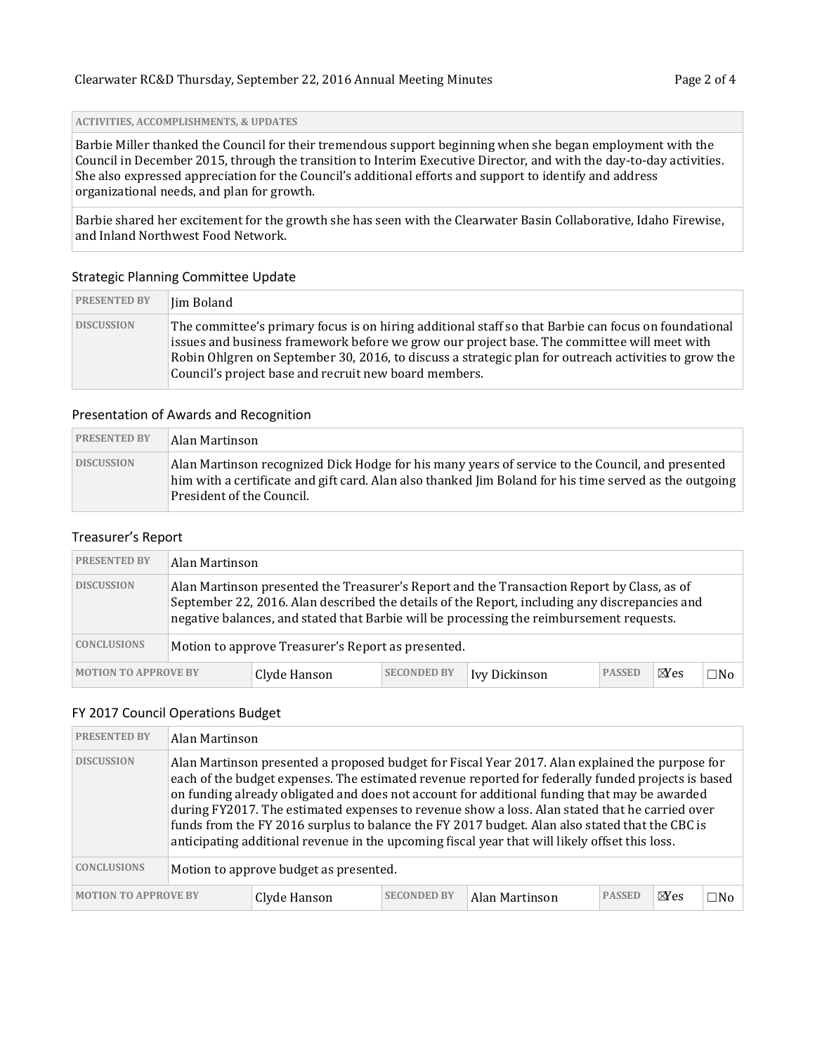| ACTIVITIES, ACCOMPLISHMENTS, & UPDATES |
|---|
| Barbie Miller thanked the Council for their tremendous support beginning when she began employment with the Council in December 2015, through the transition to Interim Executive Director, and with the day-to-day activities. She also expressed appreciation for the Council's additional efforts and support to identify and address organizational needs, and plan for growth. |
| Barbie shared her excitement for the growth she has seen with the Clearwater Basin Collaborative, Idaho Firewise, and Inland Northwest Food Network. |

### Strategic Planning Committee Update

| PRESENTED BY | Jim Boland |
|---|---|
| DISCUSSION | The committee's primary focus is on hiring additional staff so that Barbie can focus on foundational issues and business framework before we grow our project base. The committee will meet with Robin Ohlgren on September 30, 2016, to discuss a strategic plan for outreach activities to grow the Council's project base and recruit new board members. |

### Presentation of Awards and Recognition

| PRESENTED BY | Alan Martinson |
|---|---|
| DISCUSSION | Alan Martinson recognized Dick Hodge for his many years of service to the Council, and presented him with a certificate and gift card. Alan also thanked Jim Boland for his time served as the outgoing President of the Council. |

### Treasurer's Report

| PRESENTED BY | Alan Martinson | | | | | |
|---|---|---|---|---|---|---|
| DISCUSSION | Alan Martinson presented the Treasurer's Report and the Transaction Report by Class, as of September 22, 2016. Alan described the details of the Report, including any discrepancies and negative balances, and stated that Barbie will be processing the reimbursement requests. | | | | | |
| CONCLUSIONS | Motion to approve Treasurer's Report as presented. | | | | | |
| MOTION TO APPROVE BY | Clyde Hanson | SECONDED BY | Ivy Dickinson | PASSED | ☒Yes | ☐No |

### FY 2017 Council Operations Budget

| PRESENTED BY | Alan Martinson | | | | | |
|---|---|---|---|---|---|---|
| DISCUSSION | Alan Martinson presented a proposed budget for Fiscal Year 2017. Alan explained the purpose for each of the budget expenses. The estimated revenue reported for federally funded projects is based on funding already obligated and does not account for additional funding that may be awarded during FY2017. The estimated expenses to revenue show a loss. Alan stated that he carried over funds from the FY 2016 surplus to balance the FY 2017 budget. Alan also stated that the CBC is anticipating additional revenue in the upcoming fiscal year that will likely offset this loss. | | | | | |
| CONCLUSIONS | Motion to approve budget as presented. | | | | | |
| MOTION TO APPROVE BY | Clyde Hanson | SECONDED BY | Alan Martinson | PASSED | ☒Yes | ☐No |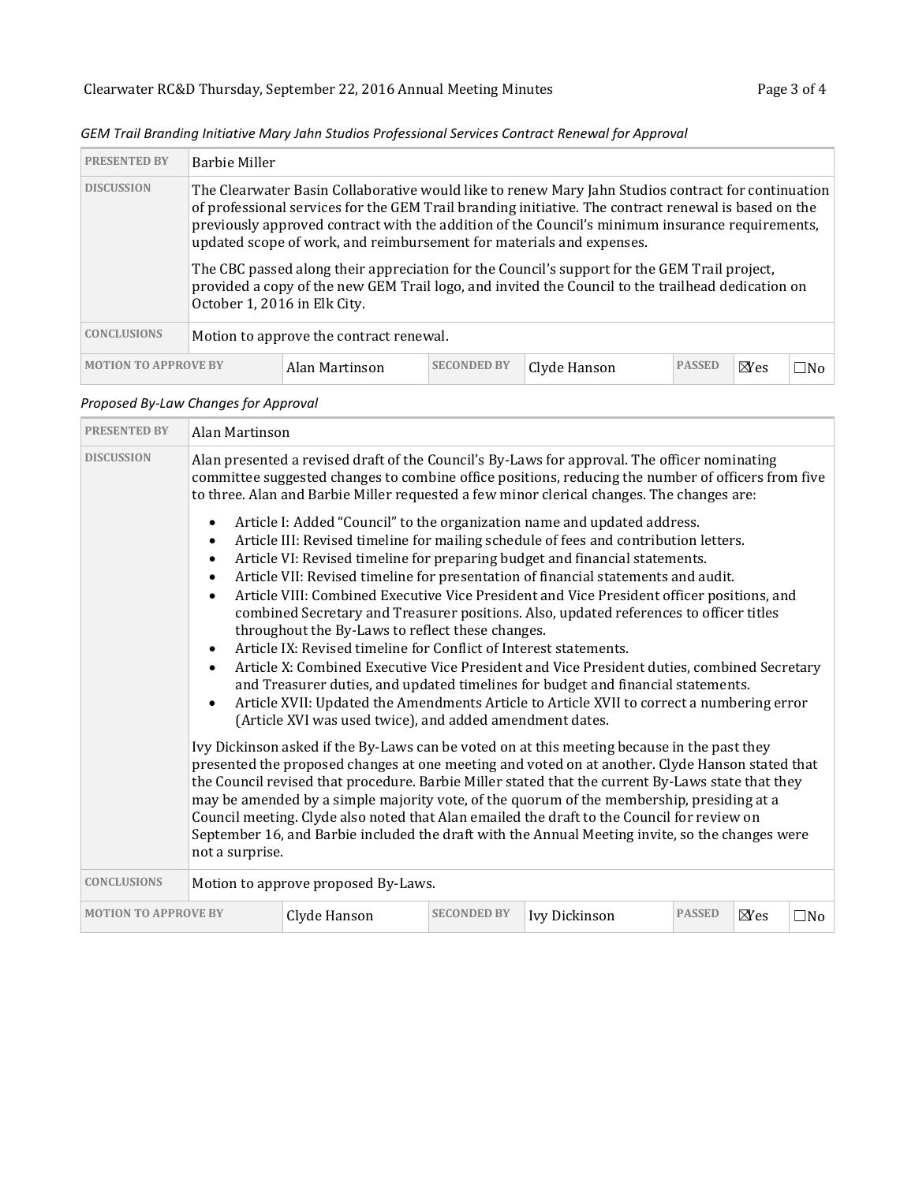*GEM Trail Branding Initiative Mary Jahn Studios Professional Services Contract Renewal for Approval*

| | | | | | | |
|---|---|---|---|---|---|---|
| **PRESENTED BY** | Barbie Miller | | | | | |
| **DISCUSSION** | The Clearwater Basin Collaborative would like to renew Mary Jahn Studios contract for continuation of professional services for the GEM Trail branding initiative. The contract renewal is based on the previously approved contract with the addition of the Council's minimum insurance requirements, updated scope of work, and reimbursement for materials and expenses.<br><br>The CBC passed along their appreciation for the Council's support for the GEM Trail project, provided a copy of the new GEM Trail logo, and invited the Council to the trailhead dedication on October 1, 2016 in Elk City. | | | | | |
| **CONCLUSIONS** | Motion to approve the contract renewal. | | | | | |
| **MOTION TO APPROVE BY** | Alan Martinson | **SECONDED BY** | Clyde Hanson | **PASSED** | ☒Yes | ☐No |

*Proposed By-Law Changes for Approval*

| | | | | | | |
|---|---|---|---|---|---|---|
| **PRESENTED BY** | Alan Martinson | | | | | |
| **DISCUSSION** | Alan presented a revised draft of the Council's By-Laws for approval. The officer nominating committee suggested changes to combine office positions, reducing the number of officers from five to three. Alan and Barbie Miller requested a few minor clerical changes. The changes are:<br><br>• Article I: Added "Council" to the organization name and updated address.<br>• Article III: Revised timeline for mailing schedule of fees and contribution letters.<br>• Article VI: Revised timeline for preparing budget and financial statements.<br>• Article VII: Revised timeline for presentation of financial statements and audit.<br>• Article VIII: Combined Executive Vice President and Vice President officer positions, and combined Secretary and Treasurer positions. Also, updated references to officer titles throughout the By-Laws to reflect these changes.<br>• Article IX: Revised timeline for Conflict of Interest statements.<br>• Article X: Combined Executive Vice President and Vice President duties, combined Secretary and Treasurer duties, and updated timelines for budget and financial statements.<br>• Article XVII: Updated the Amendments Article to Article XVII to correct a numbering error (Article XVI was used twice), and added amendment dates.<br><br>Ivy Dickinson asked if the By-Laws can be voted on at this meeting because in the past they presented the proposed changes at one meeting and voted on at another. Clyde Hanson stated that the Council revised that procedure. Barbie Miller stated that the current By-Laws state that they may be amended by a simple majority vote, of the quorum of the membership, presiding at a Council meeting. Clyde also noted that Alan emailed the draft to the Council for review on September 16, and Barbie included the draft with the Annual Meeting invite, so the changes were not a surprise. | | | | | |
| **CONCLUSIONS** | Motion to approve proposed By-Laws. | | | | | |
| **MOTION TO APPROVE BY** | Clyde Hanson | **SECONDED BY** | Ivy Dickinson | **PASSED** | ☒Yes | ☐No |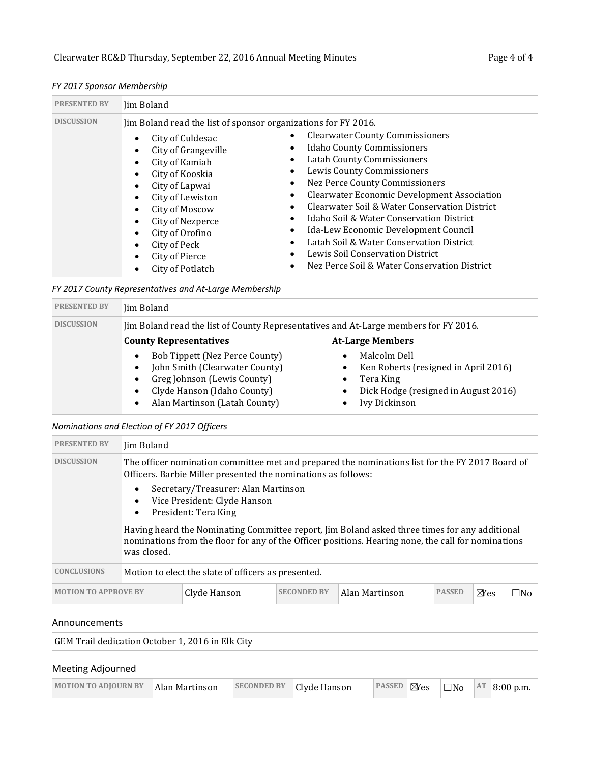*FY 2017 Sponsor Membership*

| | |
|---|---|
| **PRESENTED BY** | Jim Boland |
| **DISCUSSION** | Jim Boland read the list of sponsor organizations for FY 2016. |

- City of Culdesac
- City of Grangeville
- City of Kamiah
- City of Kooskia
- City of Lapwai
- City of Lewiston
- City of Moscow
- City of Nezperce
- City of Orofino
- City of Peck
- City of Pierce
- City of Potlatch
- Clearwater County Commissioners
- Idaho County Commissioners
- Latah County Commissioners
- Lewis County Commissioners
- Nez Perce County Commissioners
- Clearwater Economic Development Association
- Clearwater Soil & Water Conservation District
- Idaho Soil & Water Conservation District
- Ida-Lew Economic Development Council
- Latah Soil & Water Conservation District
- Lewis Soil Conservation District
- Nez Perce Soil & Water Conservation District

*FY 2017 County Representatives and At-Large Membership*

| | |
|---|---|
| **PRESENTED BY** | Jim Boland |
| **DISCUSSION** | Jim Boland read the list of County Representatives and At-Large members for FY 2016. |

**County Representatives**

- Bob Tippett (Nez Perce County)
- John Smith (Clearwater County)
- Greg Johnson (Lewis County)
- Clyde Hanson (Idaho County)
- Alan Martinson (Latah County)

**At-Large Members**

- Malcolm Dell
- Ken Roberts (resigned in April 2016)
- Tera King
- Dick Hodge (resigned in August 2016)
- Ivy Dickinson

*Nominations and Election of FY 2017 Officers*

| | |
|---|---|
| **PRESENTED BY** | Jim Boland |
| **DISCUSSION** | The officer nomination committee met and prepared the nominations list for the FY 2017 Board of Officers. Barbie Miller presented the nominations as follows: |

- Secretary/Treasurer: Alan Martinson
- Vice President: Clyde Hanson
- President: Tera King

Having heard the Nominating Committee report, Jim Boland asked three times for any additional nominations from the floor for any of the Officer positions. Hearing none, the call for nominations was closed.

| | |
|---|---|
| **CONCLUSIONS** | Motion to elect the slate of officers as presented. |

| | | | | | | |
|---|---|---|---|---|---|---|
| **MOTION TO APPROVE BY** | Clyde Hanson | **SECONDED BY** | Alan Martinson | **PASSED** | ☒Yes | ☐No |

## Announcements

GEM Trail dedication October 1, 2016 in Elk City

## Meeting Adjourned

| | | | | | | | | |
|---|---|---|---|---|---|---|---|---|
| **MOTION TO ADJOURN BY** | Alan Martinson | **SECONDED BY** | Clyde Hanson | **PASSED** | ☒Yes | ☐No | **AT** | 8:00 p.m. |